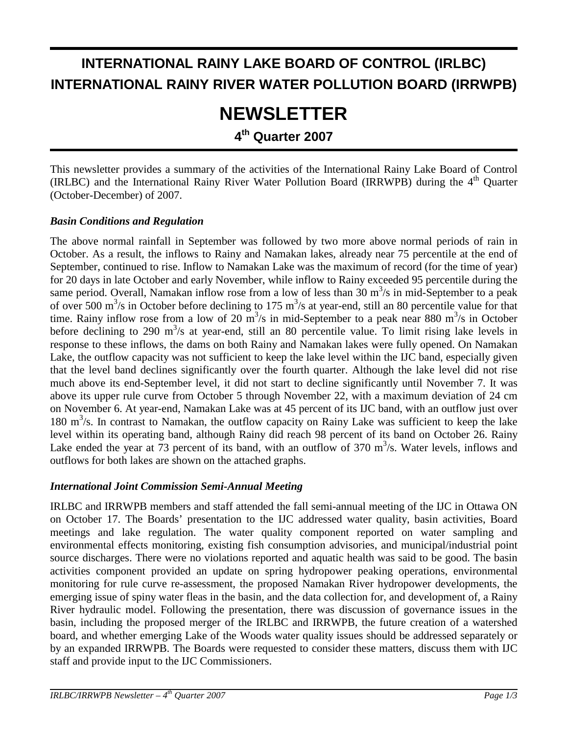# INTERNATIONAL RAINY LAKE BOARD OF CONTROL (IRLBC)
# INTERNATIONAL RAINY RIVER WATER POLLUTION BOARD (IRRWPB)

# NEWSLETTER

## 4th Quarter 2007

This newsletter provides a summary of the activities of the International Rainy Lake Board of Control (IRLBC) and the International Rainy River Water Pollution Board (IRRWPB) during the 4th Quarter (October-December) of 2007.

### *Basin Conditions and Regulation*

The above normal rainfall in September was followed by two more above normal periods of rain in October. As a result, the inflows to Rainy and Namakan lakes, already near 75 percentile at the end of September, continued to rise. Inflow to Namakan Lake was the maximum of record (for the time of year) for 20 days in late October and early November, while inflow to Rainy exceeded 95 percentile during the same period. Overall, Namakan inflow rose from a low of less than 30 $m^3/s$ in mid-September to a peak of over 500 $m^3/s$ in October before declining to 175 $m^3/s$ at year-end, still an 80 percentile value for that time. Rainy inflow rose from a low of 20 $m^3/s$ in mid-September to a peak near 880 $m^3/s$ in October before declining to 290 $m^3/s$ at year-end, still an 80 percentile value. To limit rising lake levels in response to these inflows, the dams on both Rainy and Namakan lakes were fully opened. On Namakan Lake, the outflow capacity was not sufficient to keep the lake level within the IJC band, especially given that the level band declines significantly over the fourth quarter. Although the lake level did not rise much above its end-September level, it did not start to decline significantly until November 7. It was above its upper rule curve from October 5 through November 22, with a maximum deviation of 24 cm on November 6. At year-end, Namakan Lake was at 45 percent of its IJC band, with an outflow just over 180 $m^3/s$. In contrast to Namakan, the outflow capacity on Rainy Lake was sufficient to keep the lake level within its operating band, although Rainy did reach 98 percent of its band on October 26. Rainy Lake ended the year at 73 percent of its band, with an outflow of 370 $m^3/s$. Water levels, inflows and outflows for both lakes are shown on the attached graphs.

### *International Joint Commission Semi-Annual Meeting*

IRLBC and IRRWPB members and staff attended the fall semi-annual meeting of the IJC in Ottawa ON on October 17. The Boards' presentation to the IJC addressed water quality, basin activities, Board meetings and lake regulation. The water quality component reported on water sampling and environmental effects monitoring, existing fish consumption advisories, and municipal/industrial point source discharges. There were no violations reported and aquatic health was said to be good. The basin activities component provided an update on spring hydropower peaking operations, environmental monitoring for rule curve re-assessment, the proposed Namakan River hydropower developments, the emerging issue of spiny water fleas in the basin, and the data collection for, and development of, a Rainy River hydraulic model. Following the presentation, there was discussion of governance issues in the basin, including the proposed merger of the IRLBC and IRRWPB, the future creation of a watershed board, and whether emerging Lake of the Woods water quality issues should be addressed separately or by an expanded IRRWPB. The Boards were requested to consider these matters, discuss them with IJC staff and provide input to the IJC Commissioners.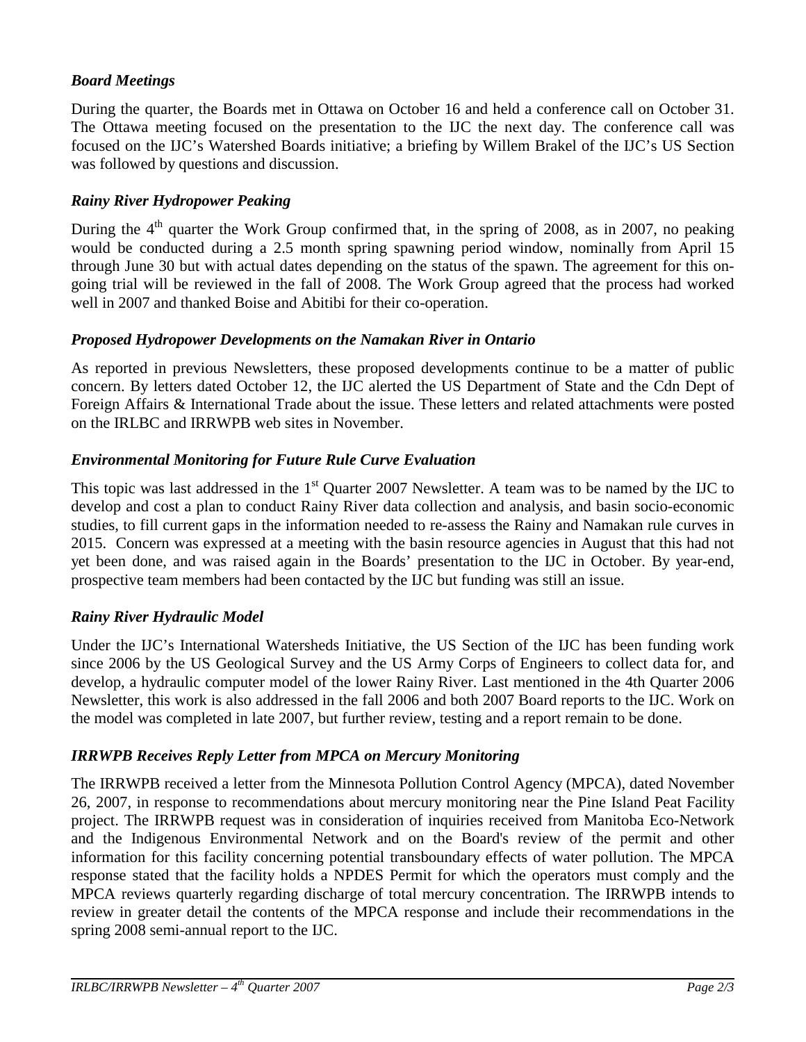### *Board Meetings*

During the quarter, the Boards met in Ottawa on October 16 and held a conference call on October 31. The Ottawa meeting focused on the presentation to the IJC the next day. The conference call was focused on the IJC's Watershed Boards initiative; a briefing by Willem Brakel of the IJC's US Section was followed by questions and discussion.

### *Rainy River Hydropower Peaking*

During the 4th quarter the Work Group confirmed that, in the spring of 2008, as in 2007, no peaking would be conducted during a 2.5 month spring spawning period window, nominally from April 15 through June 30 but with actual dates depending on the status of the spawn. The agreement for this on-going trial will be reviewed in the fall of 2008. The Work Group agreed that the process had worked well in 2007 and thanked Boise and Abitibi for their co-operation.

### *Proposed Hydropower Developments on the Namakan River in Ontario*

As reported in previous Newsletters, these proposed developments continue to be a matter of public concern. By letters dated October 12, the IJC alerted the US Department of State and the Cdn Dept of Foreign Affairs & International Trade about the issue. These letters and related attachments were posted on the IRLBC and IRRWPB web sites in November.

### *Environmental Monitoring for Future Rule Curve Evaluation*

This topic was last addressed in the 1st Quarter 2007 Newsletter. A team was to be named by the IJC to develop and cost a plan to conduct Rainy River data collection and analysis, and basin socio-economic studies, to fill current gaps in the information needed to re-assess the Rainy and Namakan rule curves in 2015. Concern was expressed at a meeting with the basin resource agencies in August that this had not yet been done, and was raised again in the Boards' presentation to the IJC in October. By year-end, prospective team members had been contacted by the IJC but funding was still an issue.

### *Rainy River Hydraulic Model*

Under the IJC's International Watersheds Initiative, the US Section of the IJC has been funding work since 2006 by the US Geological Survey and the US Army Corps of Engineers to collect data for, and develop, a hydraulic computer model of the lower Rainy River. Last mentioned in the 4th Quarter 2006 Newsletter, this work is also addressed in the fall 2006 and both 2007 Board reports to the IJC. Work on the model was completed in late 2007, but further review, testing and a report remain to be done.

### *IRRWPB Receives Reply Letter from MPCA on Mercury Monitoring*

The IRRWPB received a letter from the Minnesota Pollution Control Agency (MPCA), dated November 26, 2007, in response to recommendations about mercury monitoring near the Pine Island Peat Facility project. The IRRWPB request was in consideration of inquiries received from Manitoba Eco-Network and the Indigenous Environmental Network and on the Board's review of the permit and other information for this facility concerning potential transboundary effects of water pollution. The MPCA response stated that the facility holds a NPDES Permit for which the operators must comply and the MPCA reviews quarterly regarding discharge of total mercury concentration. The IRRWPB intends to review in greater detail the contents of the MPCA response and include their recommendations in the spring 2008 semi-annual report to the IJC.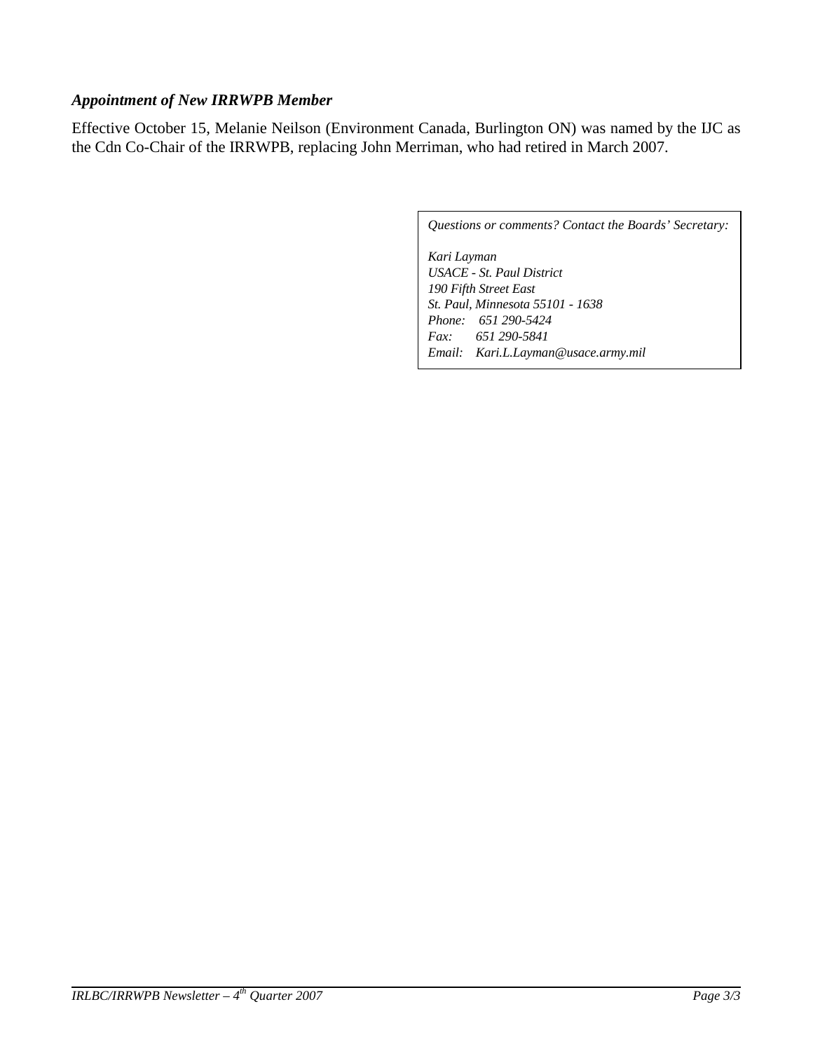### *Appointment of New IRRWPB Member*

Effective October 15, Melanie Neilson (Environment Canada, Burlington ON) was named by the IJC as the Cdn Co-Chair of the IRRWPB, replacing John Merriman, who had retired in March 2007.

*Questions or comments? Contact the Boards' Secretary:*

*Kari Layman*
*USACE - St. Paul District*
*190 Fifth Street East*
*St. Paul, Minnesota 55101 - 1638*
*Phone: 651 290-5424*
*Fax: 651 290-5841*
*Email: Kari.L.Layman@usace.army.mil*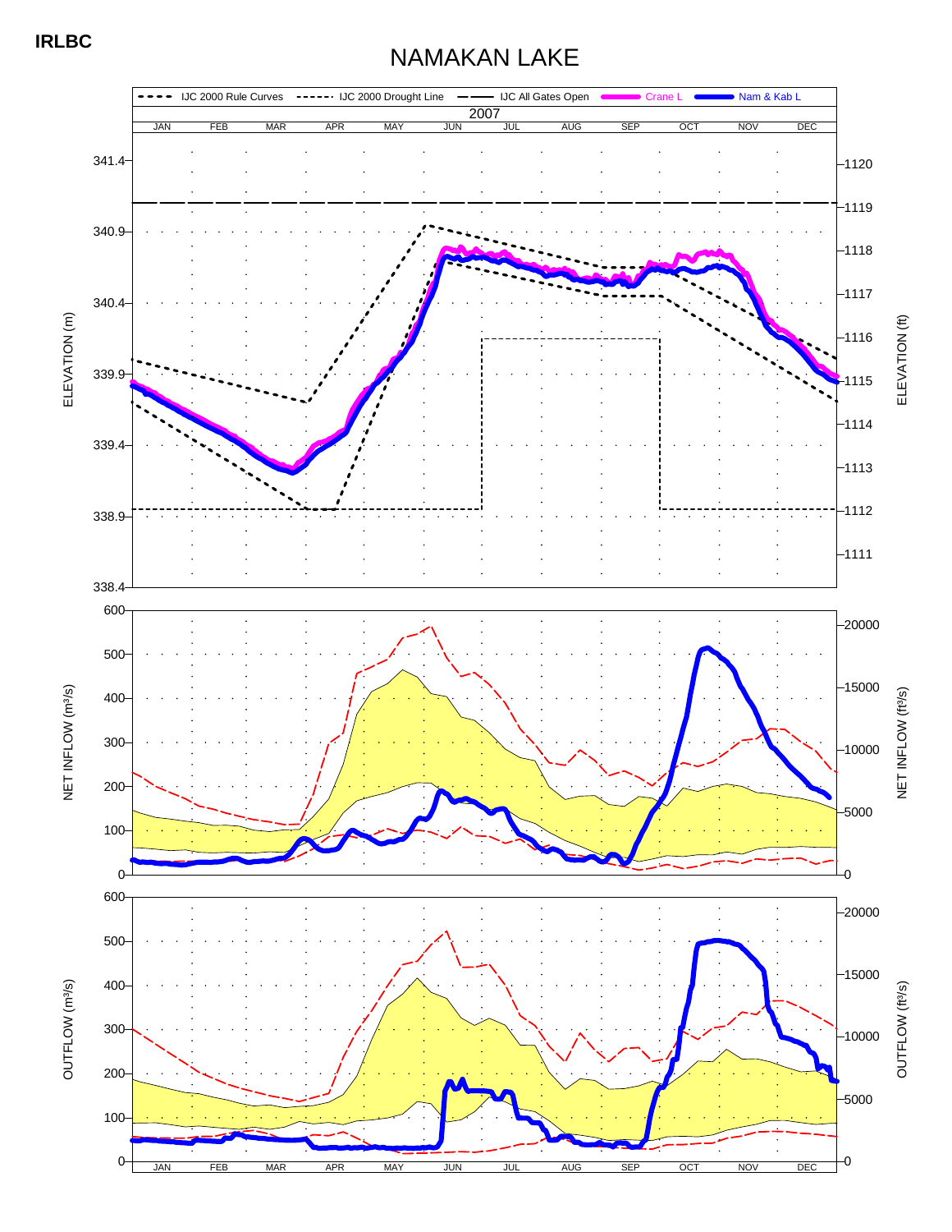**IRLBC**

# NAMAKAN LAKE

IJC 2000 Rule Curves | IJC 2000 Drought Line | IJC All Gates Open | Crane L | Nam & Kab L

2007

JAN FEB MAR APR MAY JUN JUL AUG SEP OCT NOV DEC

ELEVATION (m): 338.4, 338.9, 339.4, 339.9, 340.4, 340.9, 341.4

ELEVATION (ft): 1111, 1112, 1113, 1114, 1115, 1116, 1117, 1118, 1119, 1120

NET INFLOW ($m^3/s$): 0, 100, 200, 300, 400, 500, 600

NET INFLOW ($ft^3/s$): 0, 5000, 10000, 15000, 20000

OUTFLOW ($m^3/s$): 0, 100, 200, 300, 400, 500, 600

OUTFLOW ($ft^3/s$): 0, 5000, 10000, 15000, 20000

JAN FEB MAR APR MAY JUN JUL AUG SEP OCT NOV DEC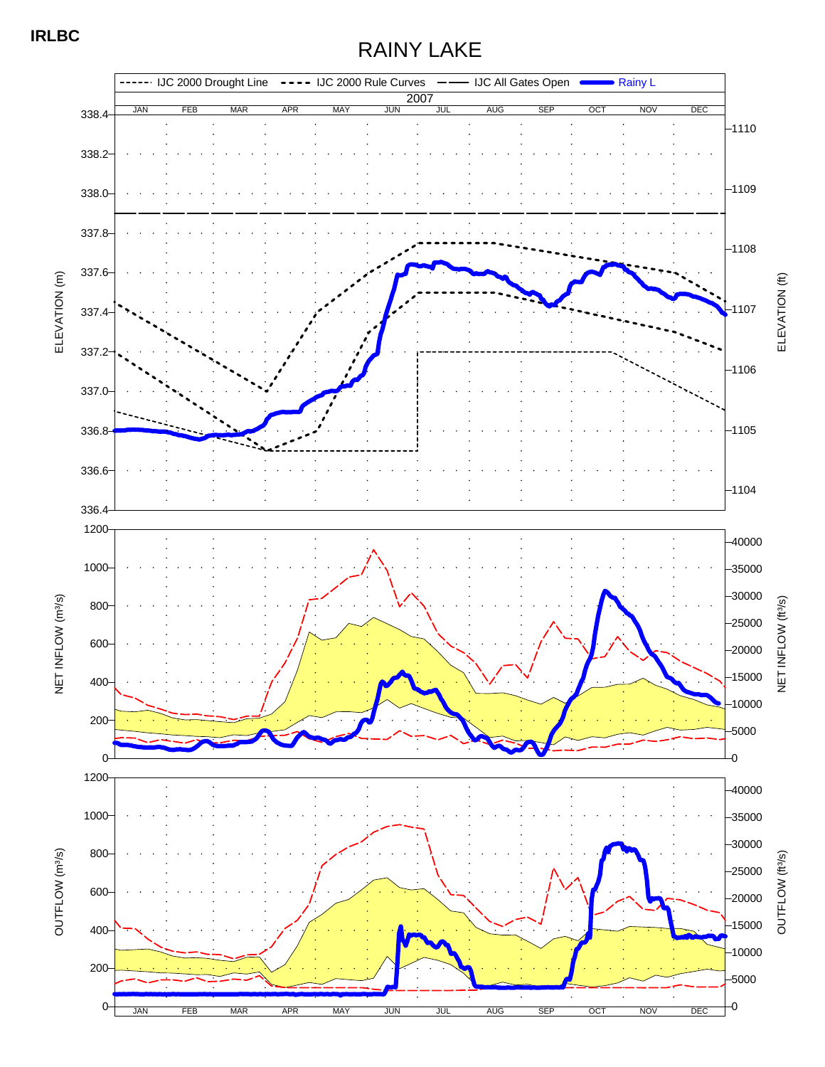**IRLBC**

# RAINY LAKE

IJC 2000 Drought Line
IJC 2000 Rule Curves
IJC All Gates Open
Rainy L

2007

JAN FEB MAR APR MAY JUN JUL AUG SEP OCT NOV DEC

ELEVATION (m)

338.4
338.2
338.0
337.8
337.6
337.4
337.2
337.0
336.8
336.6
336.4

ELEVATION (ft)

1110
1109
1108
1107
1106
1105
1104

NET INFLOW (m³/s)

1200
1000
800
600
400
200
0

NET INFLOW (ft³/s)

40000
35000
30000
25000
20000
15000
10000
5000
0

OUTFLOW (m³/s)

1200
1000
800
600
400
200
0

OUTFLOW (ft³/s)

40000
35000
30000
25000
20000
15000
10000
5000
0

JAN FEB MAR APR MAY JUN JUL AUG SEP OCT NOV DEC